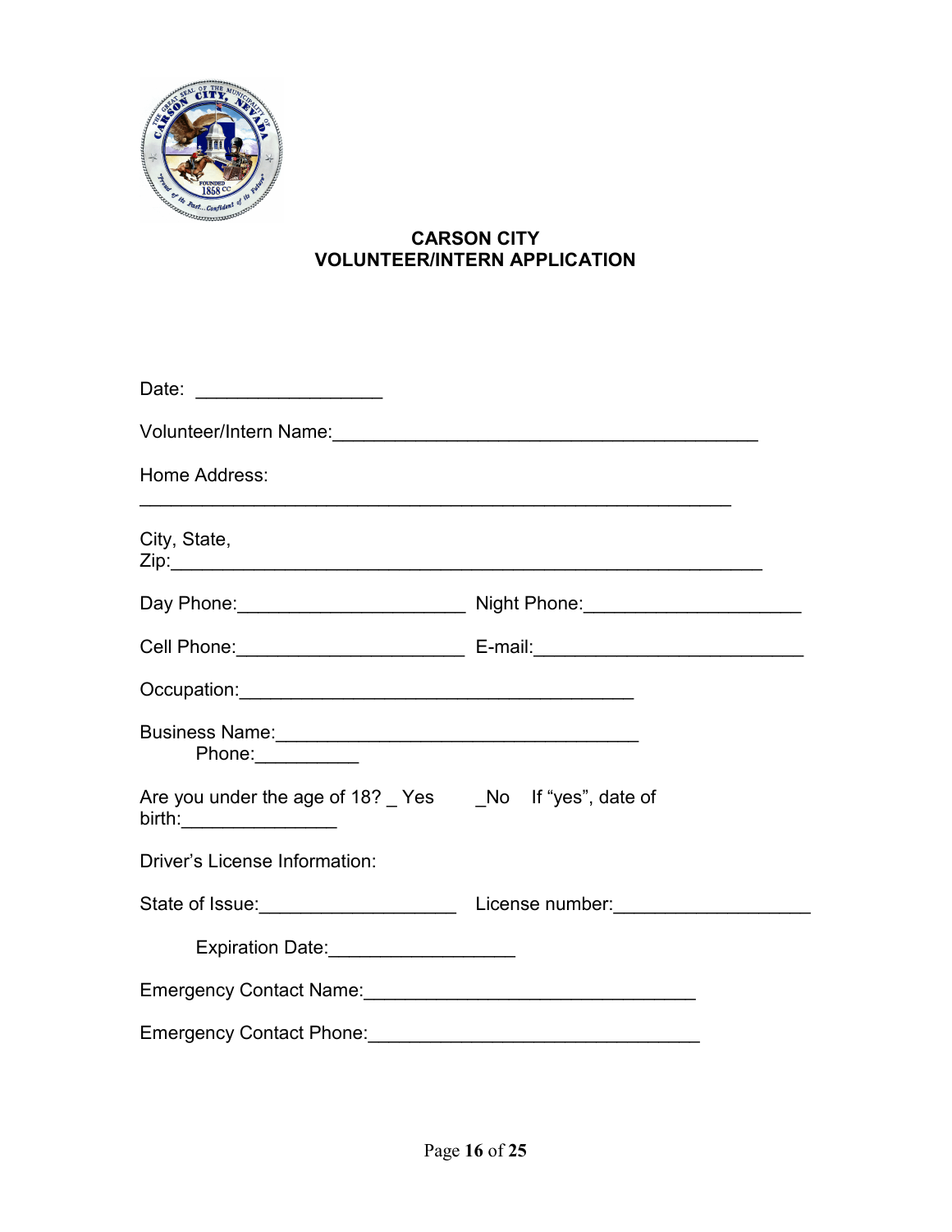# CARSON CITY
# VOLUNTEER/INTERN APPLICATION

Date: ____________________

Volunteer/Intern Name:_____________________________________________

Home Address:

______________________________________________________________

City, State, Zip:______________________________________________________________

Day Phone:________________________ Night Phone:______________________

Cell Phone:________________________ E-mail:____________________________

Occupation:__________________________________________

Business Name:_______________________________________

Phone:___________

Are you under the age of 18? _ Yes _No If "yes", date of birth:________________

Driver's License Information:

State of Issue:_____________________ License number:____________________

Expiration Date:___________________

Emergency Contact Name:___________________________________

Emergency Contact Phone:___________________________________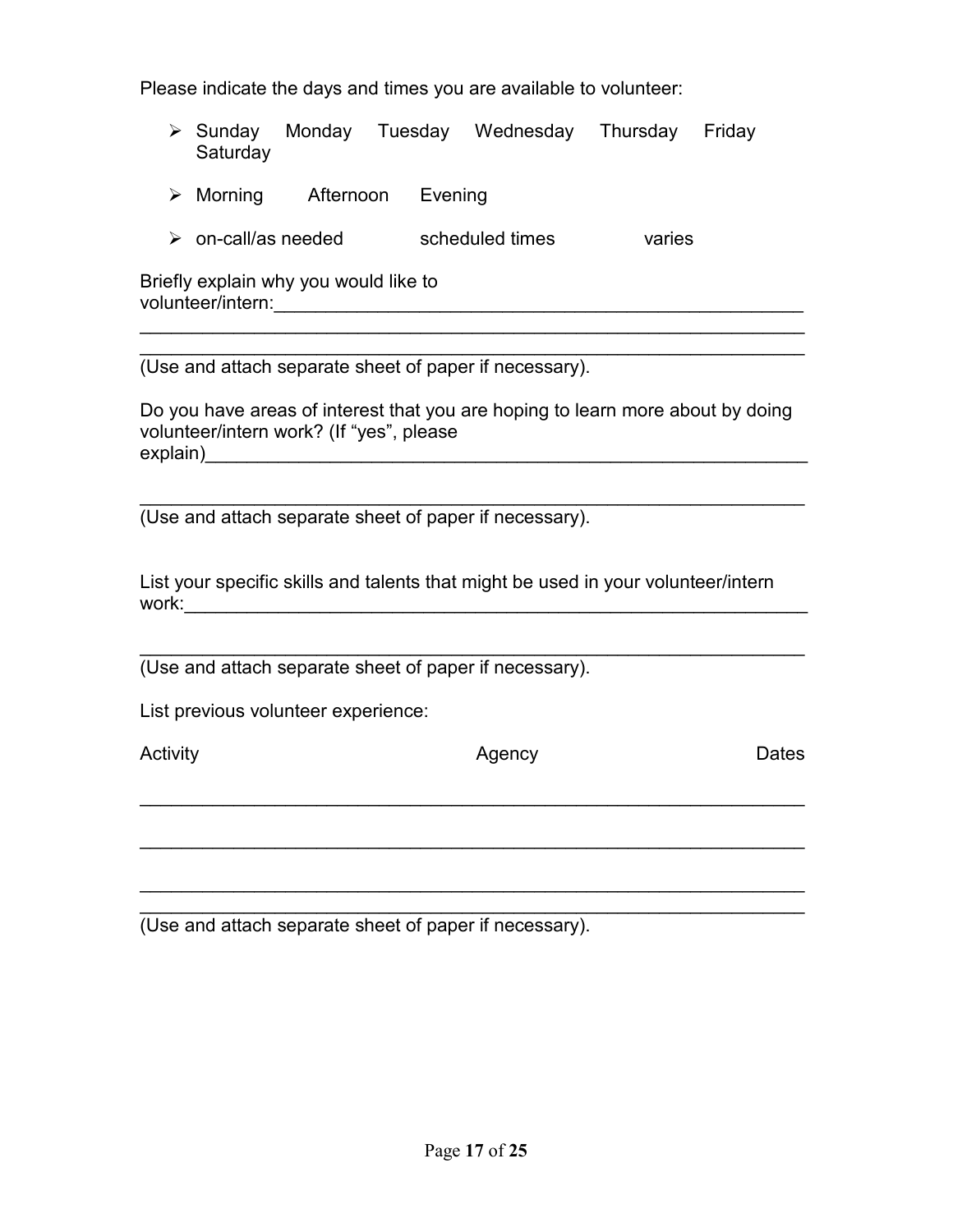Please indicate the days and times you are available to volunteer:

- Sunday Monday Tuesday Wednesday Thursday Friday Saturday
- Morning Afternoon Evening
- on-call/as needed scheduled times varies

Briefly explain why you would like to volunteer/intern:_______________________________________________
_______________________________________________________________
_______________________________________________________________
(Use and attach separate sheet of paper if necessary).

Do you have areas of interest that you are hoping to learn more about by doing volunteer/intern work? (If "yes", please explain)_____________________________________________________

_______________________________________________________________
(Use and attach separate sheet of paper if necessary).

List your specific skills and talents that might be used in your volunteer/intern work:___________________________________________________________

_______________________________________________________________
(Use and attach separate sheet of paper if necessary).

List previous volunteer experience:

| Activity | Agency | Dates |
| --- | --- | --- |
| | | |
| | | |
| | | |
| | | |

(Use and attach separate sheet of paper if necessary).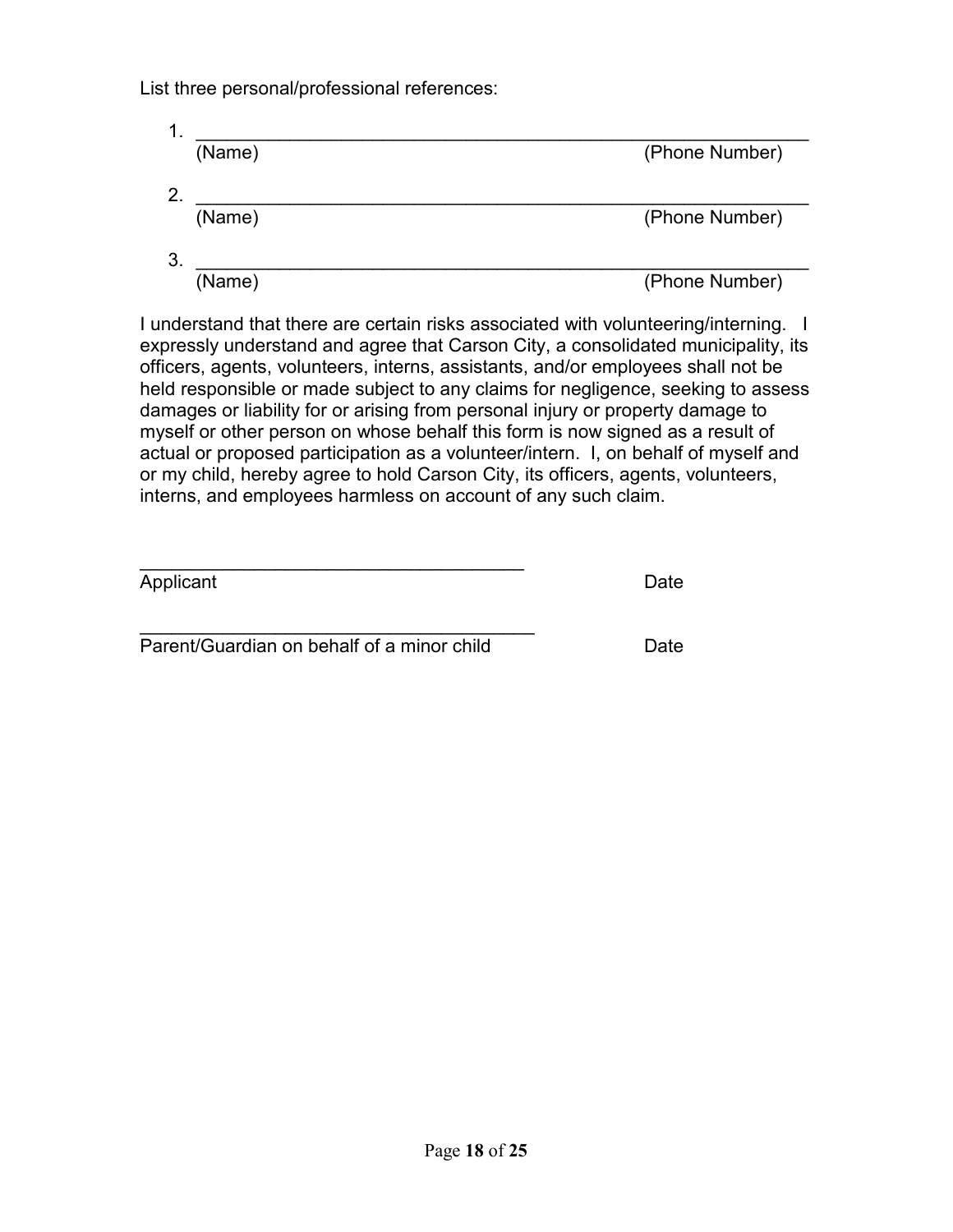List three personal/professional references:

1. ____________________________________________________________
   (Name) (Phone Number)

2. ____________________________________________________________
   (Name) (Phone Number)

3. ____________________________________________________________
   (Name) (Phone Number)

I understand that there are certain risks associated with volunteering/interning. I expressly understand and agree that Carson City, a consolidated municipality, its officers, agents, volunteers, interns, assistants, and/or employees shall not be held responsible or made subject to any claims for negligence, seeking to assess damages or liability for or arising from personal injury or property damage to myself or other person on whose behalf this form is now signed as a result of actual or proposed participation as a volunteer/intern. I, on behalf of myself and or my child, hereby agree to hold Carson City, its officers, agents, volunteers, interns, and employees harmless on account of any such claim.

_____________________________________
Applicant Date

_____________________________________
Parent/Guardian on behalf of a minor child Date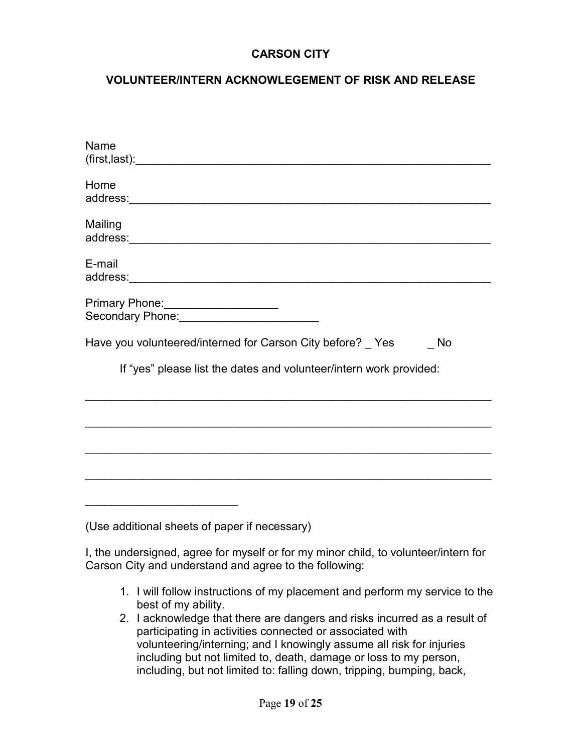**CARSON CITY**

**VOLUNTEER/INTERN ACKNOWLEGEMENT OF RISK AND RELEASE**

Name (first,last):_______________________________________________________

Home address:___________________________________________________________

Mailing address:___________________________________________________________

E-mail address:___________________________________________________________

Primary Phone:_________________
Secondary Phone:_____________________

Have you volunteered/interned for Carson City before? _ Yes _ No

If "yes" please list the dates and volunteer/intern work provided:

_______________________________________________________________

_______________________________________________________________

_______________________________________________________________

_______________________________________________________________

_______________________

(Use additional sheets of paper if necessary)

I, the undersigned, agree for myself or for my minor child, to volunteer/intern for Carson City and understand and agree to the following:

1. I will follow instructions of my placement and perform my service to the best of my ability.
2. I acknowledge that there are dangers and risks incurred as a result of participating in activities connected or associated with volunteering/interning; and I knowingly assume all risk for injuries including but not limited to, death, damage or loss to my person, including, but not limited to: falling down, tripping, bumping, back,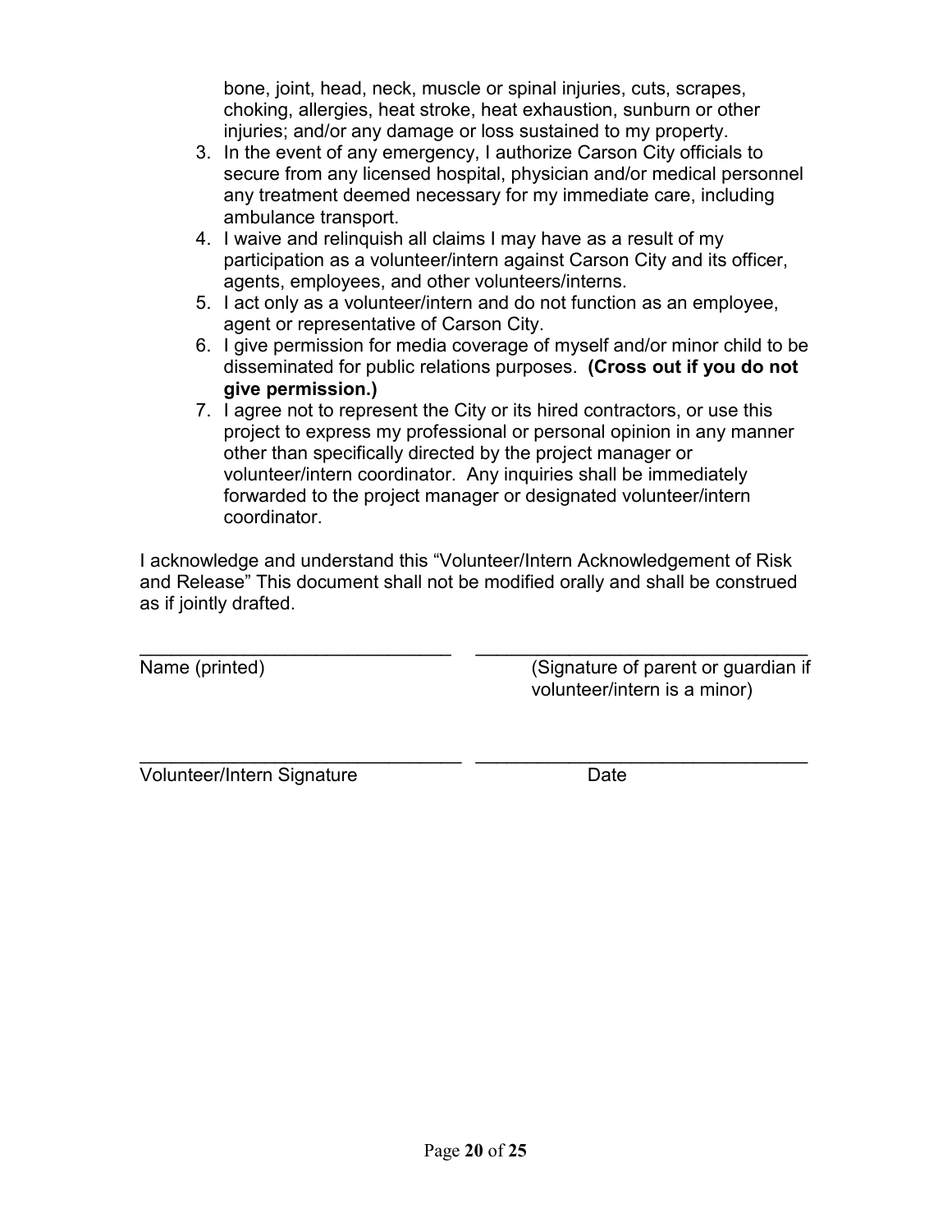bone, joint, head, neck, muscle or spinal injuries, cuts, scrapes, choking, allergies, heat stroke, heat exhaustion, sunburn or other injuries; and/or any damage or loss sustained to my property.

3. In the event of any emergency, I authorize Carson City officials to secure from any licensed hospital, physician and/or medical personnel any treatment deemed necessary for my immediate care, including ambulance transport.
4. I waive and relinquish all claims I may have as a result of my participation as a volunteer/intern against Carson City and its officer, agents, employees, and other volunteers/interns.
5. I act only as a volunteer/intern and do not function as an employee, agent or representative of Carson City.
6. I give permission for media coverage of myself and/or minor child to be disseminated for public relations purposes. **(Cross out if you do not give permission.)**
7. I agree not to represent the City or its hired contractors, or use this project to express my professional or personal opinion in any manner other than specifically directed by the project manager or volunteer/intern coordinator. Any inquiries shall be immediately forwarded to the project manager or designated volunteer/intern coordinator.

I acknowledge and understand this "Volunteer/Intern Acknowledgement of Risk and Release" This document shall not be modified orally and shall be construed as if jointly drafted.

\_\_\_\_\_\_\_\_\_\_\_\_\_\_\_\_\_\_\_\_\_\_\_\_\_\_\_\_\_\_ \_\_\_\_\_\_\_\_\_\_\_\_\_\_\_\_\_\_\_\_\_\_\_\_\_\_\_\_\_\_\_\_

Name (printed) (Signature of parent or guardian if volunteer/intern is a minor)

\_\_\_\_\_\_\_\_\_\_\_\_\_\_\_\_\_\_\_\_\_\_\_\_\_\_\_\_\_\_ \_\_\_\_\_\_\_\_\_\_\_\_\_\_\_\_\_\_\_\_\_\_\_\_\_\_\_\_\_\_\_\_

Volunteer/Intern Signature Date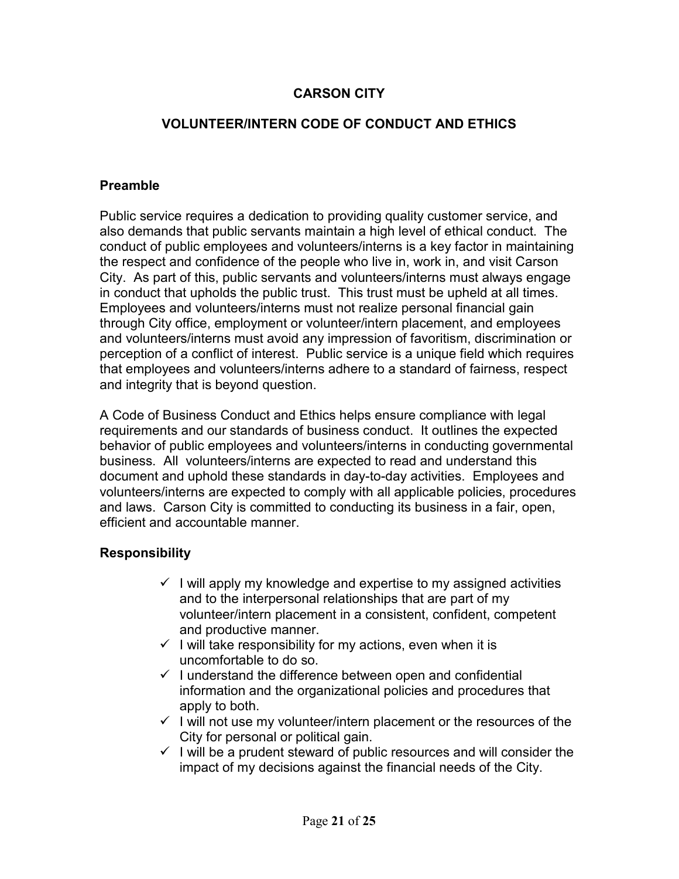# CARSON CITY

## VOLUNTEER/INTERN CODE OF CONDUCT AND ETHICS

### Preamble

Public service requires a dedication to providing quality customer service, and also demands that public servants maintain a high level of ethical conduct. The conduct of public employees and volunteers/interns is a key factor in maintaining the respect and confidence of the people who live in, work in, and visit Carson City. As part of this, public servants and volunteers/interns must always engage in conduct that upholds the public trust. This trust must be upheld at all times. Employees and volunteers/interns must not realize personal financial gain through City office, employment or volunteer/intern placement, and employees and volunteers/interns must avoid any impression of favoritism, discrimination or perception of a conflict of interest. Public service is a unique field which requires that employees and volunteers/interns adhere to a standard of fairness, respect and integrity that is beyond question.

A Code of Business Conduct and Ethics helps ensure compliance with legal requirements and our standards of business conduct. It outlines the expected behavior of public employees and volunteers/interns in conducting governmental business. All volunteers/interns are expected to read and understand this document and uphold these standards in day-to-day activities. Employees and volunteers/interns are expected to comply with all applicable policies, procedures and laws. Carson City is committed to conducting its business in a fair, open, efficient and accountable manner.

### Responsibility

- ✓ I will apply my knowledge and expertise to my assigned activities and to the interpersonal relationships that are part of my volunteer/intern placement in a consistent, confident, competent and productive manner.
- ✓ I will take responsibility for my actions, even when it is uncomfortable to do so.
- ✓ I understand the difference between open and confidential information and the organizational policies and procedures that apply to both.
- ✓ I will not use my volunteer/intern placement or the resources of the City for personal or political gain.
- ✓ I will be a prudent steward of public resources and will consider the impact of my decisions against the financial needs of the City.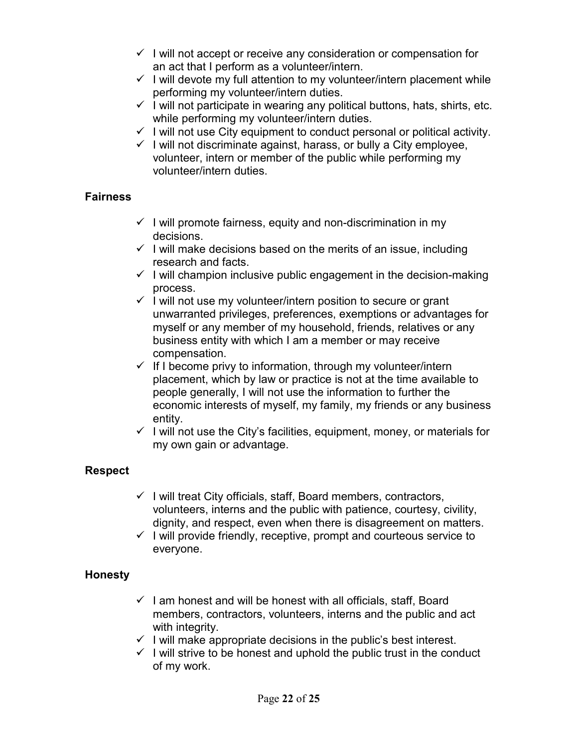- ✓ I will not accept or receive any consideration or compensation for an act that I perform as a volunteer/intern.
- ✓ I will devote my full attention to my volunteer/intern placement while performing my volunteer/intern duties.
- ✓ I will not participate in wearing any political buttons, hats, shirts, etc. while performing my volunteer/intern duties.
- ✓ I will not use City equipment to conduct personal or political activity.
- ✓ I will not discriminate against, harass, or bully a City employee, volunteer, intern or member of the public while performing my volunteer/intern duties.

**Fairness**

- ✓ I will promote fairness, equity and non-discrimination in my decisions.
- ✓ I will make decisions based on the merits of an issue, including research and facts.
- ✓ I will champion inclusive public engagement in the decision-making process.
- ✓ I will not use my volunteer/intern position to secure or grant unwarranted privileges, preferences, exemptions or advantages for myself or any member of my household, friends, relatives or any business entity with which I am a member or may receive compensation.
- ✓ If I become privy to information, through my volunteer/intern placement, which by law or practice is not at the time available to people generally, I will not use the information to further the economic interests of myself, my family, my friends or any business entity.
- ✓ I will not use the City's facilities, equipment, money, or materials for my own gain or advantage.

**Respect**

- ✓ I will treat City officials, staff, Board members, contractors, volunteers, interns and the public with patience, courtesy, civility, dignity, and respect, even when there is disagreement on matters.
- ✓ I will provide friendly, receptive, prompt and courteous service to everyone.

**Honesty**

- ✓ I am honest and will be honest with all officials, staff, Board members, contractors, volunteers, interns and the public and act with integrity.
- ✓ I will make appropriate decisions in the public's best interest.
- ✓ I will strive to be honest and uphold the public trust in the conduct of my work.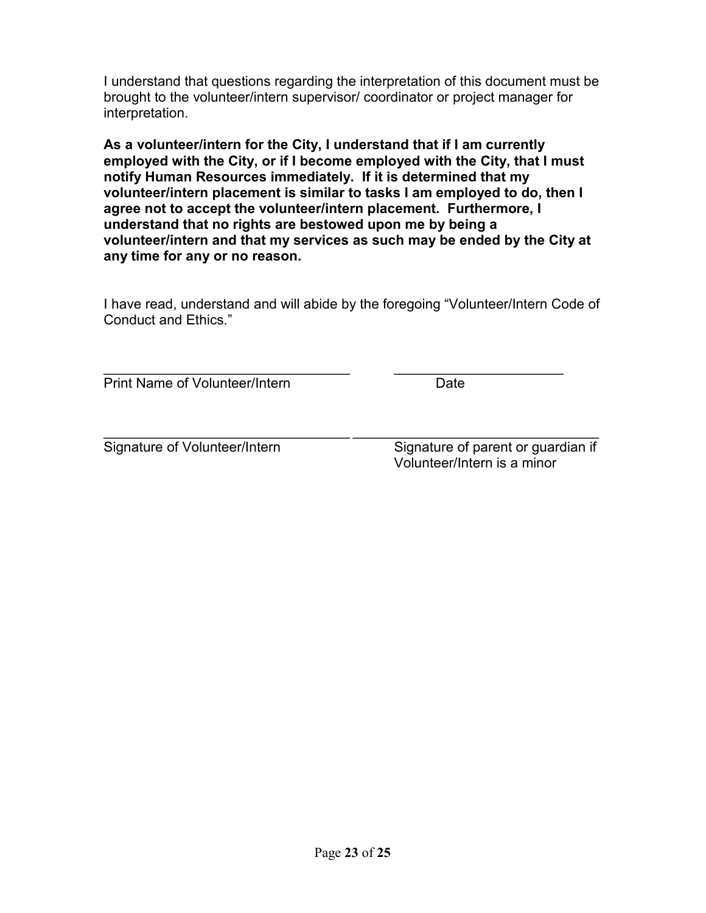I understand that questions regarding the interpretation of this document must be brought to the volunteer/intern supervisor/ coordinator or project manager for interpretation.

**As a volunteer/intern for the City, I understand that if I am currently employed with the City, or if I become employed with the City, that I must notify Human Resources immediately. If it is determined that my volunteer/intern placement is similar to tasks I am employed to do, then I agree not to accept the volunteer/intern placement. Furthermore, I understand that no rights are bestowed upon me by being a volunteer/intern and that my services as such may be ended by the City at any time for any or no reason.**

I have read, understand and will abide by the foregoing "Volunteer/Intern Code of Conduct and Ethics."

_________________________________ ______________________

Print Name of Volunteer/Intern Date

_________________________________ _________________________________

Signature of Volunteer/Intern Signature of parent or guardian if Volunteer/Intern is a minor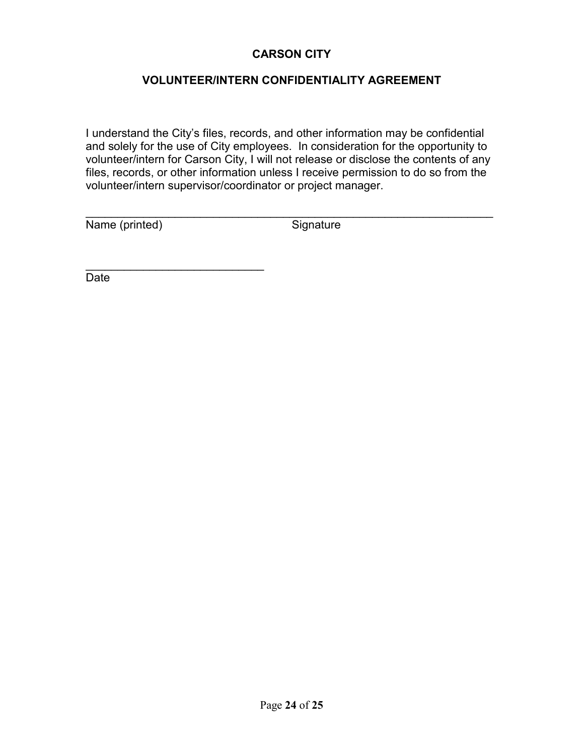**CARSON CITY**

**VOLUNTEER/INTERN CONFIDENTIALITY AGREEMENT**

I understand the City's files, records, and other information may be confidential and solely for the use of City employees. In consideration for the opportunity to volunteer/intern for Carson City, I will not release or disclose the contents of any files, records, or other information unless I receive permission to do so from the volunteer/intern supervisor/coordinator or project manager.

___________________________________________________________________
Name (printed)                                    Signature

_____________________________
Date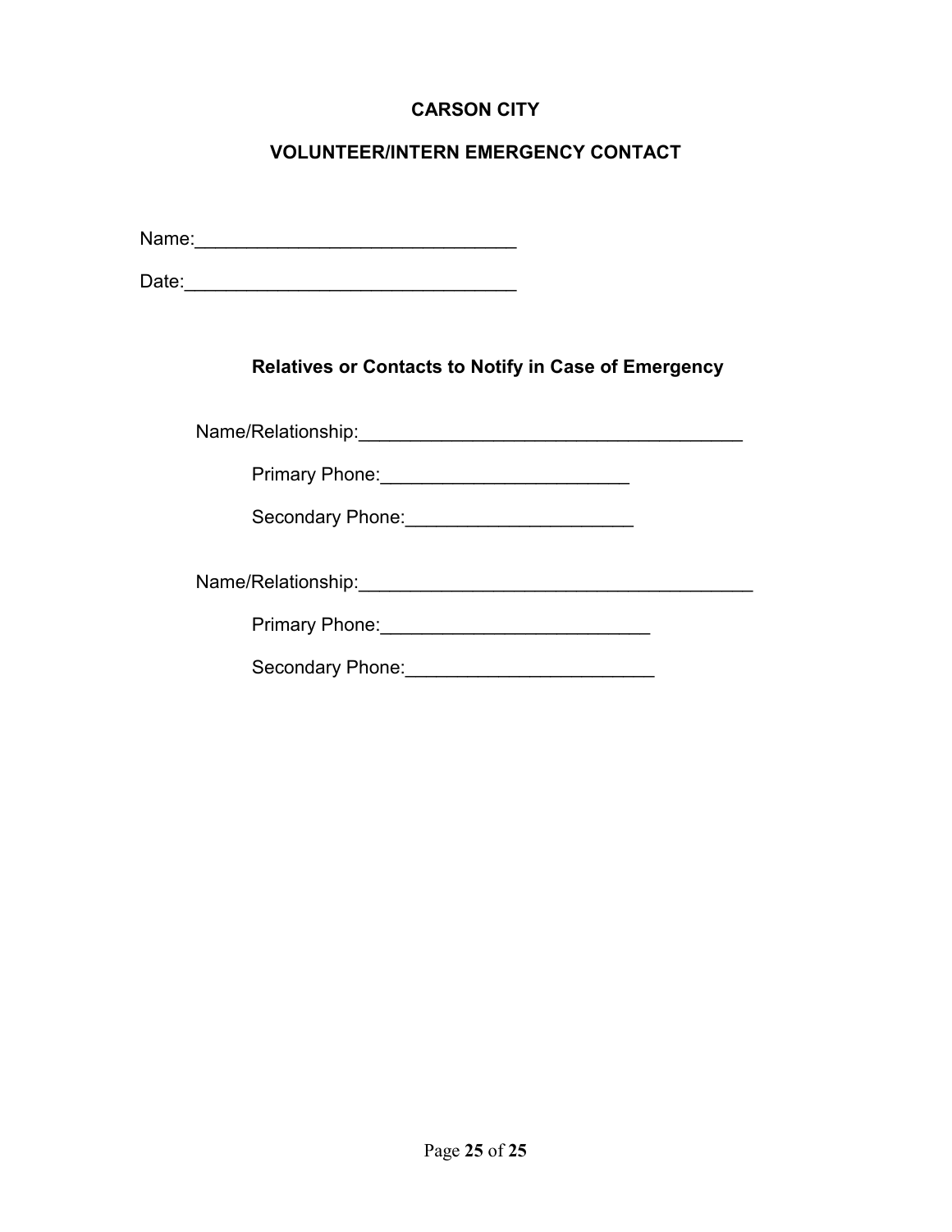**CARSON CITY**

**VOLUNTEER/INTERN EMERGENCY CONTACT**

Name:______________________________

Date:_______________________________

**Relatives or Contacts to Notify in Case of Emergency**

Name/Relationship:____________________________________

Primary Phone:________________________

Secondary Phone:______________________

Name/Relationship:_____________________________________

Primary Phone:__________________________

Secondary Phone:________________________